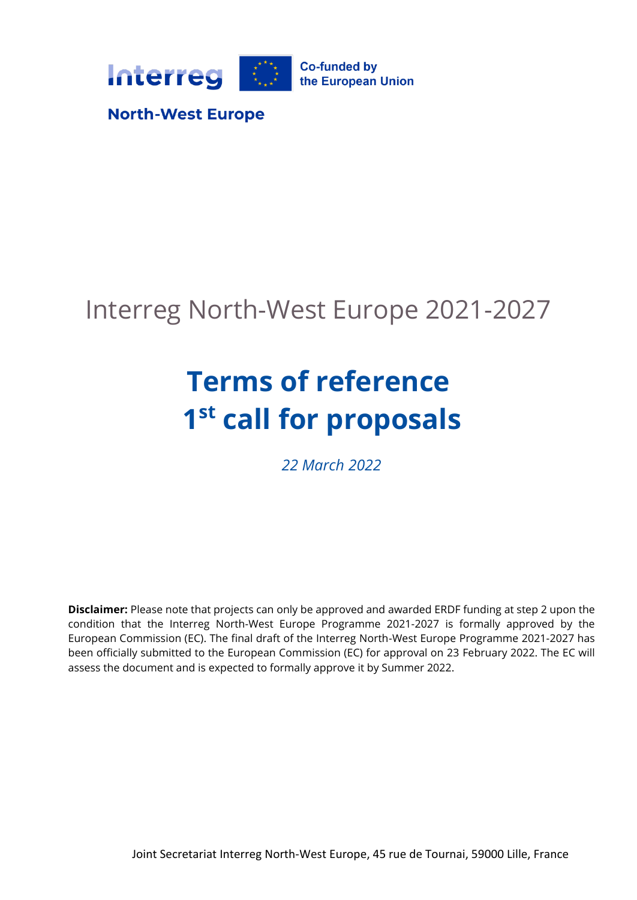Interreg

Co-funded by the European Union

North-West Europe

Interreg North-West Europe 2021-2027

# Terms of reference
# 1st call for proposals

*22 March 2022*

**Disclaimer:** Please note that projects can only be approved and awarded ERDF funding at step 2 upon the condition that the Interreg North-West Europe Programme 2021-2027 is formally approved by the European Commission (EC). The final draft of the Interreg North-West Europe Programme 2021-2027 has been officially submitted to the European Commission (EC) for approval on 23 February 2022. The EC will assess the document and is expected to formally approve it by Summer 2022.

Joint Secretariat Interreg North-West Europe, 45 rue de Tournai, 59000 Lille, France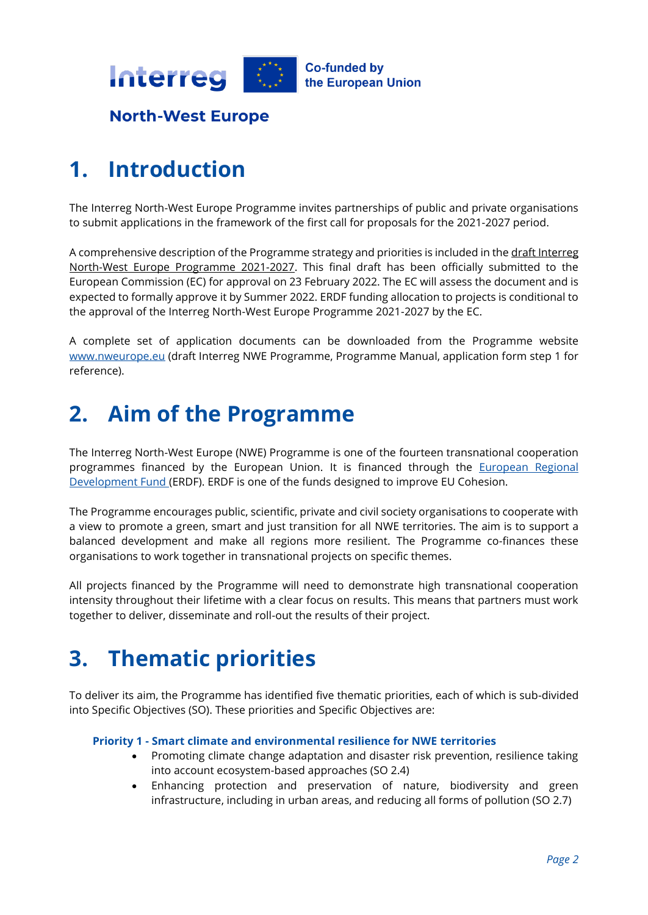# 1. Introduction

The Interreg North-West Europe Programme invites partnerships of public and private organisations to submit applications in the framework of the first call for proposals for the 2021-2027 period.

A comprehensive description of the Programme strategy and priorities is included in the draft Interreg North-West Europe Programme 2021-2027. This final draft has been officially submitted to the European Commission (EC) for approval on 23 February 2022. The EC will assess the document and is expected to formally approve it by Summer 2022. ERDF funding allocation to projects is conditional to the approval of the Interreg North-West Europe Programme 2021-2027 by the EC.

A complete set of application documents can be downloaded from the Programme website www.nweurope.eu (draft Interreg NWE Programme, Programme Manual, application form step 1 for reference).

# 2. Aim of the Programme

The Interreg North-West Europe (NWE) Programme is one of the fourteen transnational cooperation programmes financed by the European Union. It is financed through the European Regional Development Fund (ERDF). ERDF is one of the funds designed to improve EU Cohesion.

The Programme encourages public, scientific, private and civil society organisations to cooperate with a view to promote a green, smart and just transition for all NWE territories. The aim is to support a balanced development and make all regions more resilient. The Programme co-finances these organisations to work together in transnational projects on specific themes.

All projects financed by the Programme will need to demonstrate high transnational cooperation intensity throughout their lifetime with a clear focus on results. This means that partners must work together to deliver, disseminate and roll-out the results of their project.

# 3. Thematic priorities

To deliver its aim, the Programme has identified five thematic priorities, each of which is sub-divided into Specific Objectives (SO). These priorities and Specific Objectives are:

**Priority 1 - Smart climate and environmental resilience for NWE territories**

- Promoting climate change adaptation and disaster risk prevention, resilience taking into account ecosystem-based approaches (SO 2.4)
- Enhancing protection and preservation of nature, biodiversity and green infrastructure, including in urban areas, and reducing all forms of pollution (SO 2.7)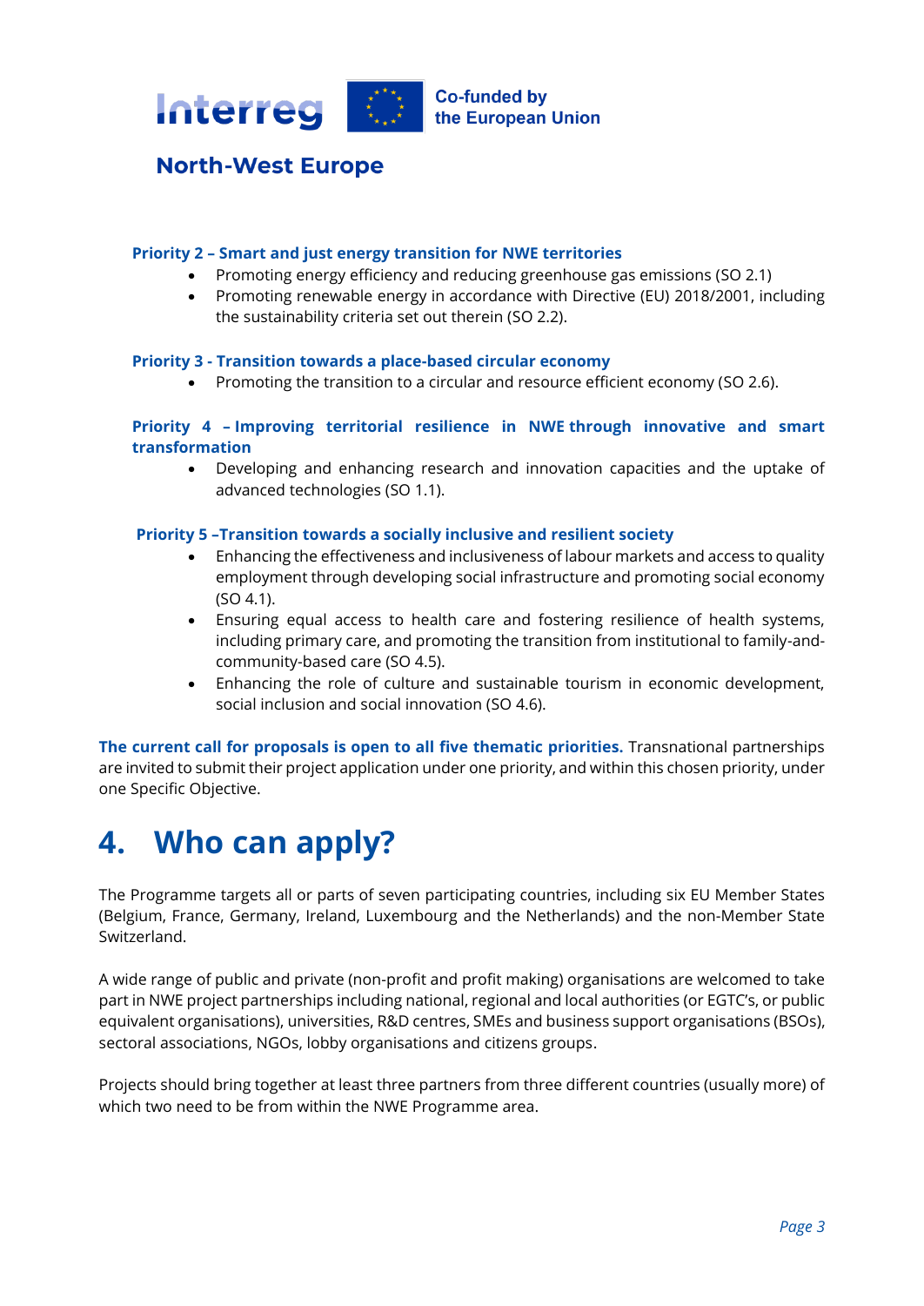**Priority 2 – Smart and just energy transition for NWE territories**

- Promoting energy efficiency and reducing greenhouse gas emissions (SO 2.1)
- Promoting renewable energy in accordance with Directive (EU) 2018/2001, including the sustainability criteria set out therein (SO 2.2).

**Priority 3 - Transition towards a place-based circular economy**

- Promoting the transition to a circular and resource efficient economy (SO 2.6).

**Priority 4 – Improving territorial resilience in NWE through innovative and smart transformation**

- Developing and enhancing research and innovation capacities and the uptake of advanced technologies (SO 1.1).

**Priority 5 –Transition towards a socially inclusive and resilient society**

- Enhancing the effectiveness and inclusiveness of labour markets and access to quality employment through developing social infrastructure and promoting social economy (SO 4.1).
- Ensuring equal access to health care and fostering resilience of health systems, including primary care, and promoting the transition from institutional to family-and-community-based care (SO 4.5).
- Enhancing the role of culture and sustainable tourism in economic development, social inclusion and social innovation (SO 4.6).

**The current call for proposals is open to all five thematic priorities.** Transnational partnerships are invited to submit their project application under one priority, and within this chosen priority, under one Specific Objective.

# 4. Who can apply?

The Programme targets all or parts of seven participating countries, including six EU Member States (Belgium, France, Germany, Ireland, Luxembourg and the Netherlands) and the non-Member State Switzerland.

A wide range of public and private (non-profit and profit making) organisations are welcomed to take part in NWE project partnerships including national, regional and local authorities (or EGTC's, or public equivalent organisations), universities, R&D centres, SMEs and business support organisations (BSOs), sectoral associations, NGOs, lobby organisations and citizens groups.

Projects should bring together at least three partners from three different countries (usually more) of which two need to be from within the NWE Programme area.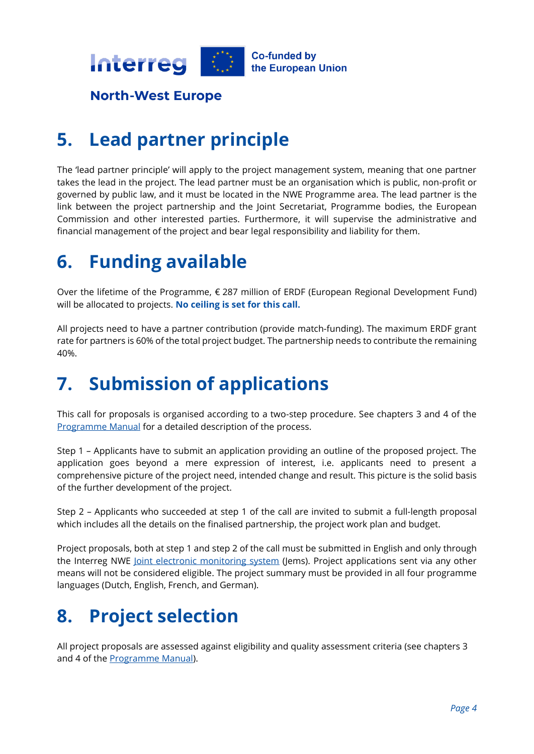# 5. Lead partner principle

The 'lead partner principle' will apply to the project management system, meaning that one partner takes the lead in the project. The lead partner must be an organisation which is public, non-profit or governed by public law, and it must be located in the NWE Programme area. The lead partner is the link between the project partnership and the Joint Secretariat, Programme bodies, the European Commission and other interested parties. Furthermore, it will supervise the administrative and financial management of the project and bear legal responsibility and liability for them.

# 6. Funding available

Over the lifetime of the Programme, € 287 million of ERDF (European Regional Development Fund) will be allocated to projects. **No ceiling is set for this call.**

All projects need to have a partner contribution (provide match-funding). The maximum ERDF grant rate for partners is 60% of the total project budget. The partnership needs to contribute the remaining 40%.

# 7. Submission of applications

This call for proposals is organised according to a two-step procedure. See chapters 3 and 4 of the [Programme Manual](Programme Manual) for a detailed description of the process.

Step 1 – Applicants have to submit an application providing an outline of the proposed project. The application goes beyond a mere expression of interest, i.e. applicants need to present a comprehensive picture of the project need, intended change and result. This picture is the solid basis of the further development of the project.

Step 2 – Applicants who succeeded at step 1 of the call are invited to submit a full-length proposal which includes all the details on the finalised partnership, the project work plan and budget.

Project proposals, both at step 1 and step 2 of the call must be submitted in English and only through the Interreg NWE [Joint electronic monitoring system](Joint electronic monitoring system) (Jems). Project applications sent via any other means will not be considered eligible. The project summary must be provided in all four programme languages (Dutch, English, French, and German).

# 8. Project selection

All project proposals are assessed against eligibility and quality assessment criteria (see chapters 3 and 4 of the [Programme Manual](Programme Manual)).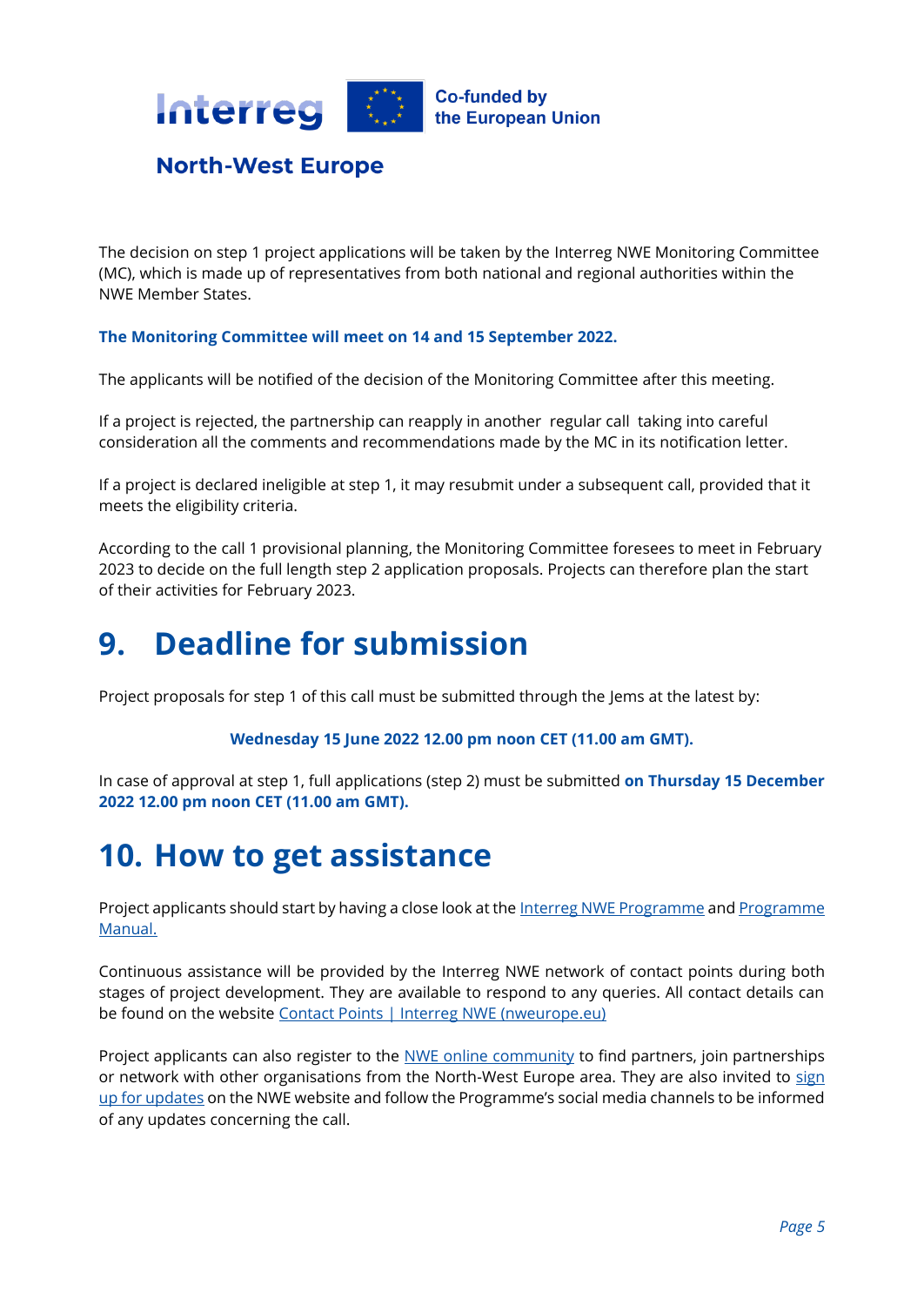The decision on step 1 project applications will be taken by the Interreg NWE Monitoring Committee (MC), which is made up of representatives from both national and regional authorities within the NWE Member States.

**The Monitoring Committee will meet on 14 and 15 September 2022.**

The applicants will be notified of the decision of the Monitoring Committee after this meeting.

If a project is rejected, the partnership can reapply in another regular call taking into careful consideration all the comments and recommendations made by the MC in its notification letter.

If a project is declared ineligible at step 1, it may resubmit under a subsequent call, provided that it meets the eligibility criteria.

According to the call 1 provisional planning, the Monitoring Committee foresees to meet in February 2023 to decide on the full length step 2 application proposals. Projects can therefore plan the start of their activities for February 2023.

# 9. Deadline for submission

Project proposals for step 1 of this call must be submitted through the Jems at the latest by:

**Wednesday 15 June 2022 12.00 pm noon CET (11.00 am GMT).**

In case of approval at step 1, full applications (step 2) must be submitted **on Thursday 15 December 2022 12.00 pm noon CET (11.00 am GMT).**

# 10. How to get assistance

Project applicants should start by having a close look at the Interreg NWE Programme and Programme Manual.

Continuous assistance will be provided by the Interreg NWE network of contact points during both stages of project development. They are available to respond to any queries. All contact details can be found on the website Contact Points | Interreg NWE (nweurope.eu)

Project applicants can also register to the NWE online community to find partners, join partnerships or network with other organisations from the North-West Europe area. They are also invited to sign up for updates on the NWE website and follow the Programme's social media channels to be informed of any updates concerning the call.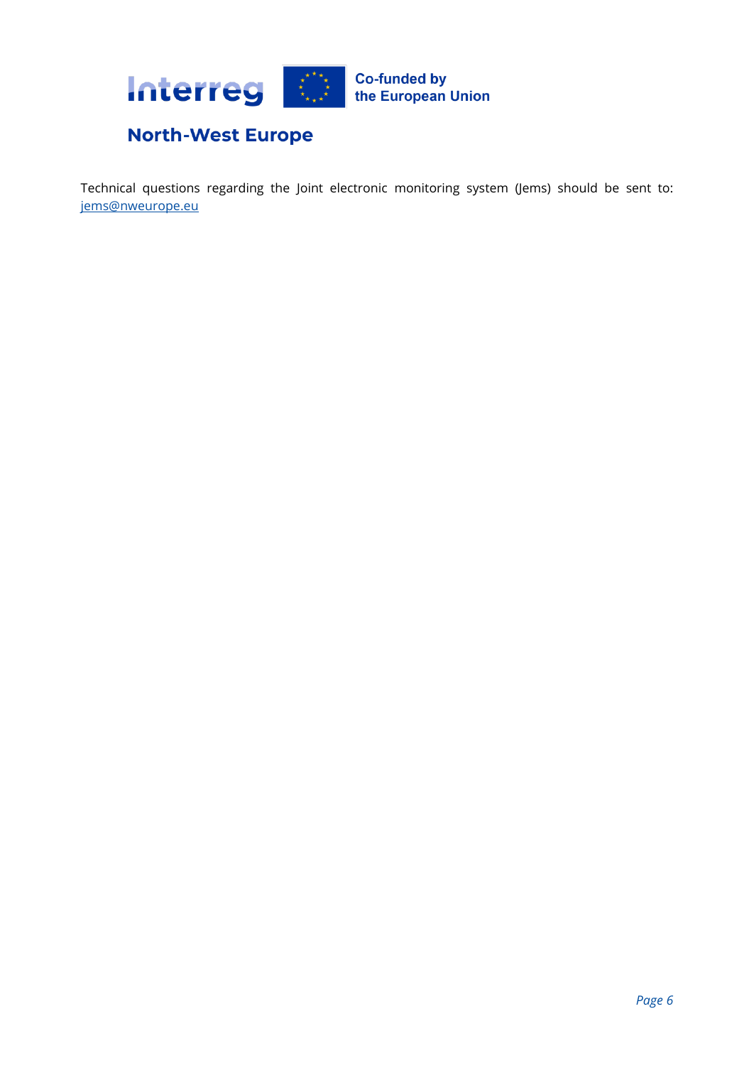Technical questions regarding the Joint electronic monitoring system (Jems) should be sent to: [jems@nweurope.eu](mailto:jems@nweurope.eu)